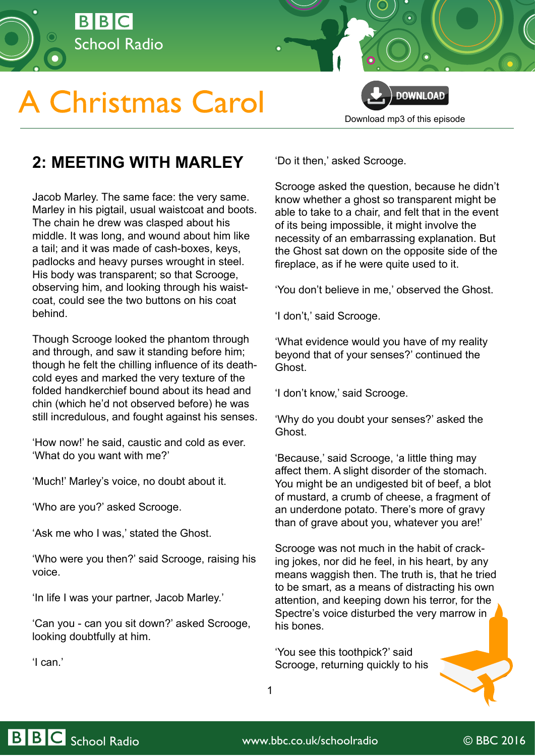# A Christmas Carol

Download mp3 of this episode

## 2: MEETING WITH MARLEY

Jacob Marley. The same face: the very same. Marley in his pigtail, usual waistcoat and boots. The chain he drew was clasped about his middle. It was long, and wound about him like a tail; and it was made of cash-boxes, keys, padlocks and heavy purses wrought in steel. His body was transparent; so that Scrooge, observing him, and looking through his waist-coat, could see the two buttons on his coat behind.

Though Scrooge looked the phantom through and through, and saw it standing before him; though he felt the chilling influence of its death-cold eyes and marked the very texture of the folded handkerchief bound about its head and chin (which he'd not observed before) he was still incredulous, and fought against his senses.

'How now!' he said, caustic and cold as ever. 'What do you want with me?'

'Much!' Marley's voice, no doubt about it.

'Who are you?' asked Scrooge.

'Ask me who I was,' stated the Ghost.

'Who were you then?' said Scrooge, raising his voice.

'In life I was your partner, Jacob Marley.'

'Can you - can you sit down?' asked Scrooge, looking doubtfully at him.

'I can.'

'Do it then,' asked Scrooge.

Scrooge asked the question, because he didn't know whether a ghost so transparent might be able to take to a chair, and felt that in the event of its being impossible, it might involve the necessity of an embarrassing explanation. But the Ghost sat down on the opposite side of the fireplace, as if he were quite used to it.

'You don't believe in me,' observed the Ghost.

'I don't,' said Scrooge.

'What evidence would you have of my reality beyond that of your senses?' continued the Ghost.

'I don't know,' said Scrooge.

'Why do you doubt your senses?' asked the Ghost.

'Because,' said Scrooge, 'a little thing may affect them. A slight disorder of the stomach. You might be an undigested bit of beef, a blot of mustard, a crumb of cheese, a fragment of an underdone potato. There's more of gravy than of grave about you, whatever you are!'

Scrooge was not much in the habit of cracking jokes, nor did he feel, in his heart, by any means waggish then. The truth is, that he tried to be smart, as a means of distracting his own attention, and keeping down his terror, for the Spectre's voice disturbed the very marrow in his bones.

'You see this toothpick?' said Scrooge, returning quickly to his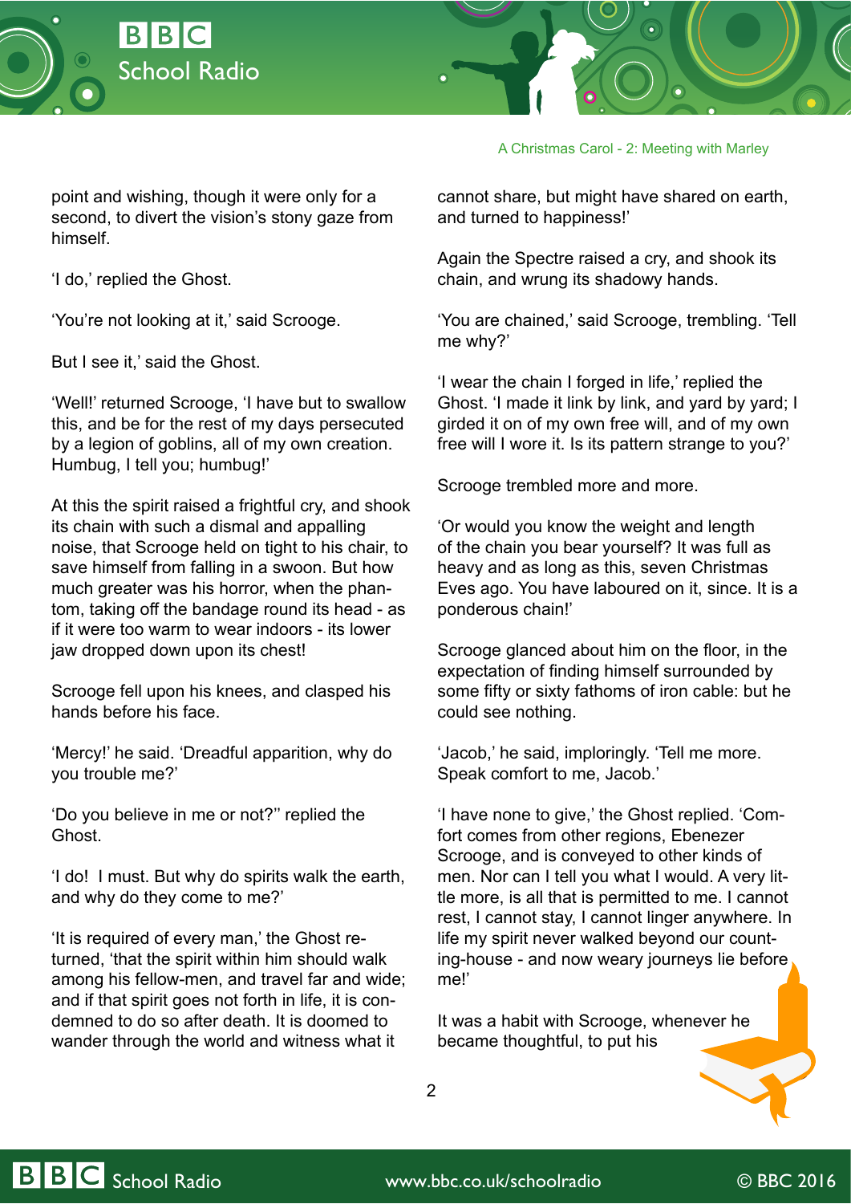point and wishing, though it were only for a second, to divert the vision's stony gaze from himself.

'I do,' replied the Ghost.

'You're not looking at it,' said Scrooge.

But I see it,' said the Ghost.

'Well!' returned Scrooge, 'I have but to swallow this, and be for the rest of my days persecuted by a legion of goblins, all of my own creation. Humbug, I tell you; humbug!'

At this the spirit raised a frightful cry, and shook its chain with such a dismal and appalling noise, that Scrooge held on tight to his chair, to save himself from falling in a swoon. But how much greater was his horror, when the phantom, taking off the bandage round its head - as if it were too warm to wear indoors - its lower jaw dropped down upon its chest!

Scrooge fell upon his knees, and clasped his hands before his face.

'Mercy!' he said. 'Dreadful apparition, why do you trouble me?'

'Do you believe in me or not?" replied the Ghost.

'I do! I must. But why do spirits walk the earth, and why do they come to me?'

'It is required of every man,' the Ghost returned, 'that the spirit within him should walk among his fellow-men, and travel far and wide; and if that spirit goes not forth in life, it is condemned to do so after death. It is doomed to wander through the world and witness what it cannot share, but might have shared on earth, and turned to happiness!'

Again the Spectre raised a cry, and shook its chain, and wrung its shadowy hands.

'You are chained,' said Scrooge, trembling. 'Tell me why?'

'I wear the chain I forged in life,' replied the Ghost. 'I made it link by link, and yard by yard; I girded it on of my own free will, and of my own free will I wore it. Is its pattern strange to you?'

Scrooge trembled more and more.

'Or would you know the weight and length of the chain you bear yourself? It was full as heavy and as long as this, seven Christmas Eves ago. You have laboured on it, since. It is a ponderous chain!'

Scrooge glanced about him on the floor, in the expectation of finding himself surrounded by some fifty or sixty fathoms of iron cable: but he could see nothing.

'Jacob,' he said, imploringly. 'Tell me more. Speak comfort to me, Jacob.'

'I have none to give,' the Ghost replied. 'Comfort comes from other regions, Ebenezer Scrooge, and is conveyed to other kinds of men. Nor can I tell you what I would. A very little more, is all that is permitted to me. I cannot rest, I cannot stay, I cannot linger anywhere. In life my spirit never walked beyond our counting-house - and now weary journeys lie before me!'

It was a habit with Scrooge, whenever he became thoughtful, to put his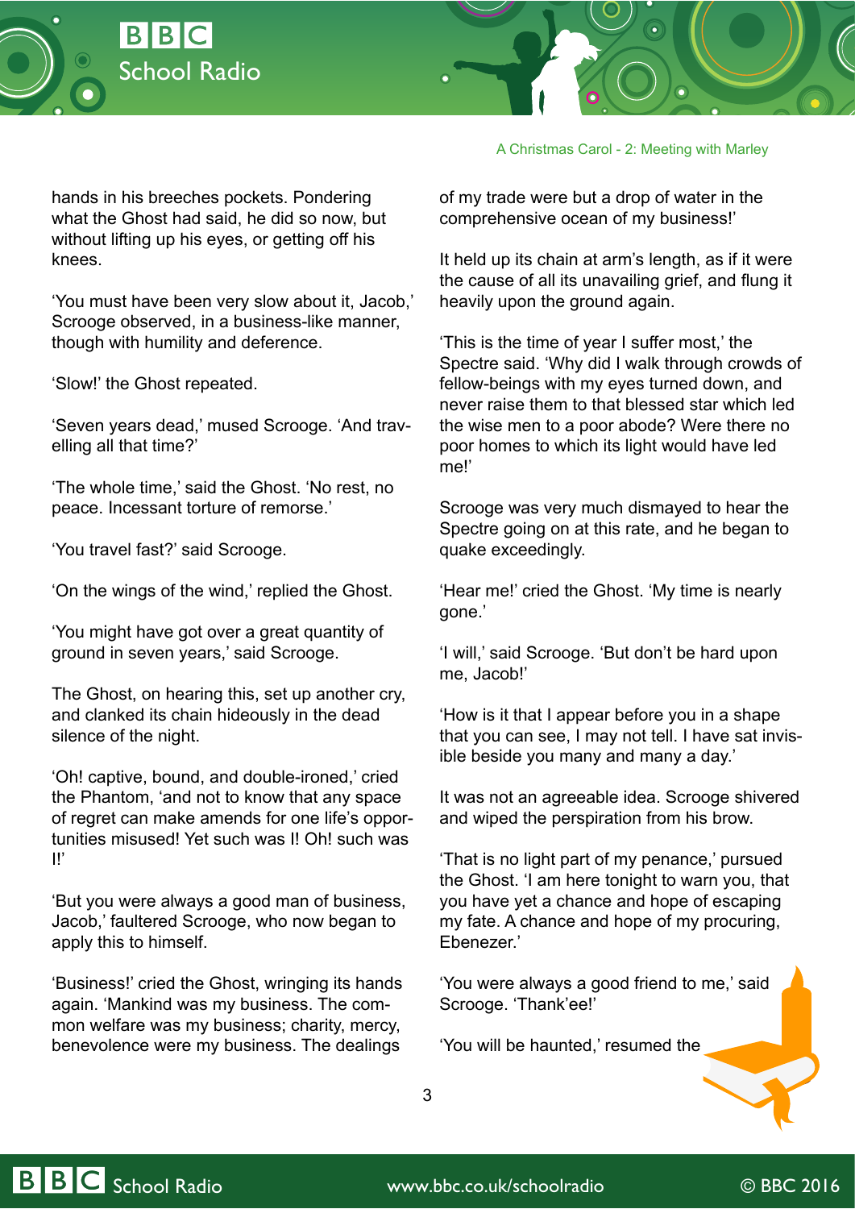hands in his breeches pockets. Pondering what the Ghost had said, he did so now, but without lifting up his eyes, or getting off his knees.

'You must have been very slow about it, Jacob,' Scrooge observed, in a business-like manner, though with humility and deference.

'Slow!' the Ghost repeated.

'Seven years dead,' mused Scrooge. 'And travelling all that time?'

'The whole time,' said the Ghost. 'No rest, no peace. Incessant torture of remorse.'

'You travel fast?' said Scrooge.

'On the wings of the wind,' replied the Ghost.

'You might have got over a great quantity of ground in seven years,' said Scrooge.

The Ghost, on hearing this, set up another cry, and clanked its chain hideously in the dead silence of the night.

'Oh! captive, bound, and double-ironed,' cried the Phantom, 'and not to know that any space of regret can make amends for one life's opportunities misused! Yet such was I! Oh! such was I!'

'But you were always a good man of business, Jacob,' faultered Scrooge, who now began to apply this to himself.

'Business!' cried the Ghost, wringing its hands again. 'Mankind was my business. The common welfare was my business; charity, mercy, benevolence were my business. The dealings of my trade were but a drop of water in the comprehensive ocean of my business!'

It held up its chain at arm's length, as if it were the cause of all its unavailing grief, and flung it heavily upon the ground again.

'This is the time of year I suffer most,' the Spectre said. 'Why did I walk through crowds of fellow-beings with my eyes turned down, and never raise them to that blessed star which led the wise men to a poor abode? Were there no poor homes to which its light would have led me!'

Scrooge was very much dismayed to hear the Spectre going on at this rate, and he began to quake exceedingly.

'Hear me!' cried the Ghost. 'My time is nearly gone.'

'I will,' said Scrooge. 'But don't be hard upon me, Jacob!'

'How is it that I appear before you in a shape that you can see, I may not tell. I have sat invisible beside you many and many a day.'

It was not an agreeable idea. Scrooge shivered and wiped the perspiration from his brow.

'That is no light part of my penance,' pursued the Ghost. 'I am here tonight to warn you, that you have yet a chance and hope of escaping my fate. A chance and hope of my procuring, Ebenezer.'

'You were always a good friend to me,' said Scrooge. 'Thank'ee!'

'You will be haunted,' resumed the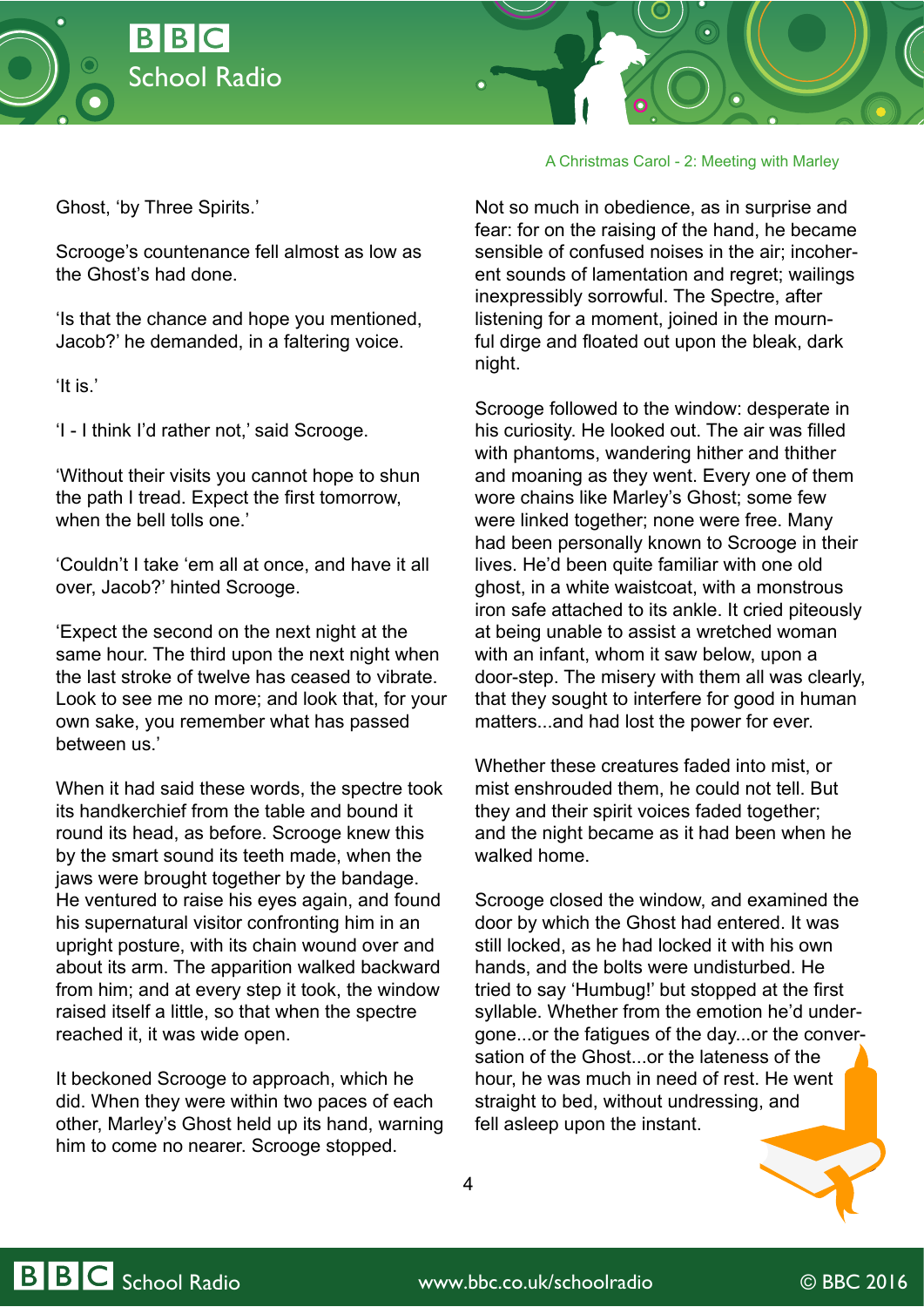Ghost, 'by Three Spirits.'

Scrooge's countenance fell almost as low as the Ghost's had done.

'Is that the chance and hope you mentioned, Jacob?' he demanded, in a faltering voice.

'It is.'

'I - I think I'd rather not,' said Scrooge.

'Without their visits you cannot hope to shun the path I tread. Expect the first tomorrow, when the bell tolls one.'

'Couldn't I take 'em all at once, and have it all over, Jacob?' hinted Scrooge.

'Expect the second on the next night at the same hour. The third upon the next night when the last stroke of twelve has ceased to vibrate. Look to see me no more; and look that, for your own sake, you remember what has passed between us.'

When it had said these words, the spectre took its handkerchief from the table and bound it round its head, as before. Scrooge knew this by the smart sound its teeth made, when the jaws were brought together by the bandage. He ventured to raise his eyes again, and found his supernatural visitor confronting him in an upright posture, with its chain wound over and about its arm. The apparition walked backward from him; and at every step it took, the window raised itself a little, so that when the spectre reached it, it was wide open.

It beckoned Scrooge to approach, which he did. When they were within two paces of each other, Marley's Ghost held up its hand, warning him to come no nearer. Scrooge stopped.

Not so much in obedience, as in surprise and fear: for on the raising of the hand, he became sensible of confused noises in the air; incoherent sounds of lamentation and regret; wailings inexpressibly sorrowful. The Spectre, after listening for a moment, joined in the mournful dirge and floated out upon the bleak, dark night.

Scrooge followed to the window: desperate in his curiosity. He looked out. The air was filled with phantoms, wandering hither and thither and moaning as they went. Every one of them wore chains like Marley's Ghost; some few were linked together; none were free. Many had been personally known to Scrooge in their lives. He'd been quite familiar with one old ghost, in a white waistcoat, with a monstrous iron safe attached to its ankle. It cried piteously at being unable to assist a wretched woman with an infant, whom it saw below, upon a door-step. The misery with them all was clearly, that they sought to interfere for good in human matters...and had lost the power for ever.

Whether these creatures faded into mist, or mist enshrouded them, he could not tell. But they and their spirit voices faded together; and the night became as it had been when he walked home.

Scrooge closed the window, and examined the door by which the Ghost had entered. It was still locked, as he had locked it with his own hands, and the bolts were undisturbed. He tried to say 'Humbug!' but stopped at the first syllable. Whether from the emotion he'd undergone...or the fatigues of the day...or the conversation of the Ghost...or the lateness of the hour, he was much in need of rest. He went straight to bed, without undressing, and fell asleep upon the instant.